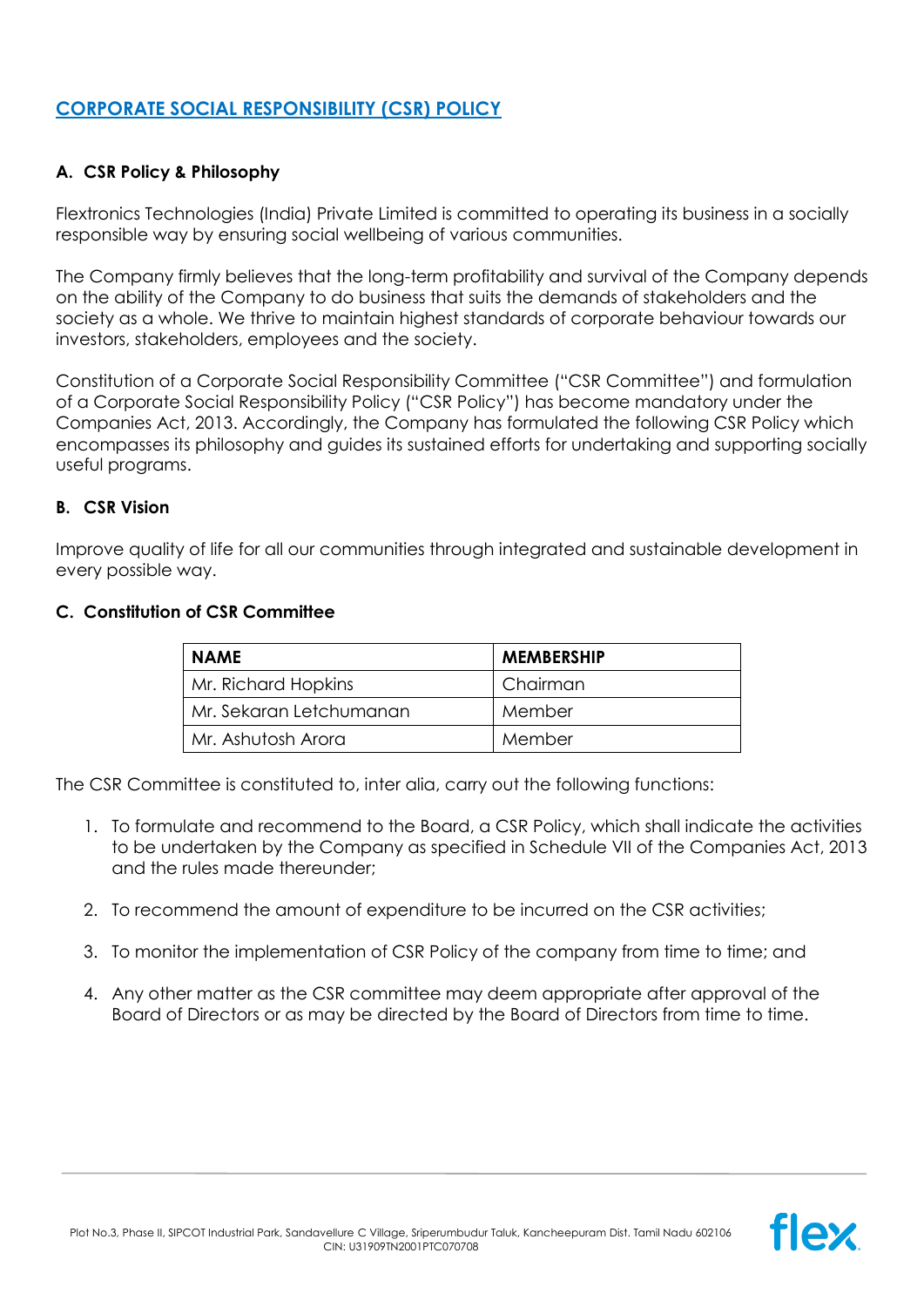# CORPORATE SOCIAL RESPONSIBILITY (CSR) POLICY

## A. CSR Policy & Philosophy

Flextronics Technologies (India) Private Limited is committed to operating its business in a socially responsible way by ensuring social wellbeing of various communities.

The Company firmly believes that the long-term profitability and survival of the Company depends on the ability of the Company to do business that suits the demands of stakeholders and the society as a whole. We thrive to maintain highest standards of corporate behaviour towards our investors, stakeholders, employees and the society.

Constitution of a Corporate Social Responsibility Committee ("CSR Committee") and formulation of a Corporate Social Responsibility Policy ("CSR Policy") has become mandatory under the Companies Act, 2013. Accordingly, the Company has formulated the following CSR Policy which encompasses its philosophy and guides its sustained efforts for undertaking and supporting socially useful programs.

## B. CSR Vision

Improve quality of life for all our communities through integrated and sustainable development in every possible way.

## C. Constitution of CSR Committee

| NAME | MEMBERSHIP |
|---|---|
| Mr. Richard Hopkins | Chairman |
| Mr. Sekaran Letchumanan | Member |
| Mr. Ashutosh Arora | Member |

The CSR Committee is constituted to, inter alia, carry out the following functions:

1. To formulate and recommend to the Board, a CSR Policy, which shall indicate the activities to be undertaken by the Company as specified in Schedule VII of the Companies Act, 2013 and the rules made thereunder;

2. To recommend the amount of expenditure to be incurred on the CSR activities;

3. To monitor the implementation of CSR Policy of the company from time to time; and

4. Any other matter as the CSR committee may deem appropriate after approval of the Board of Directors or as may be directed by the Board of Directors from time to time.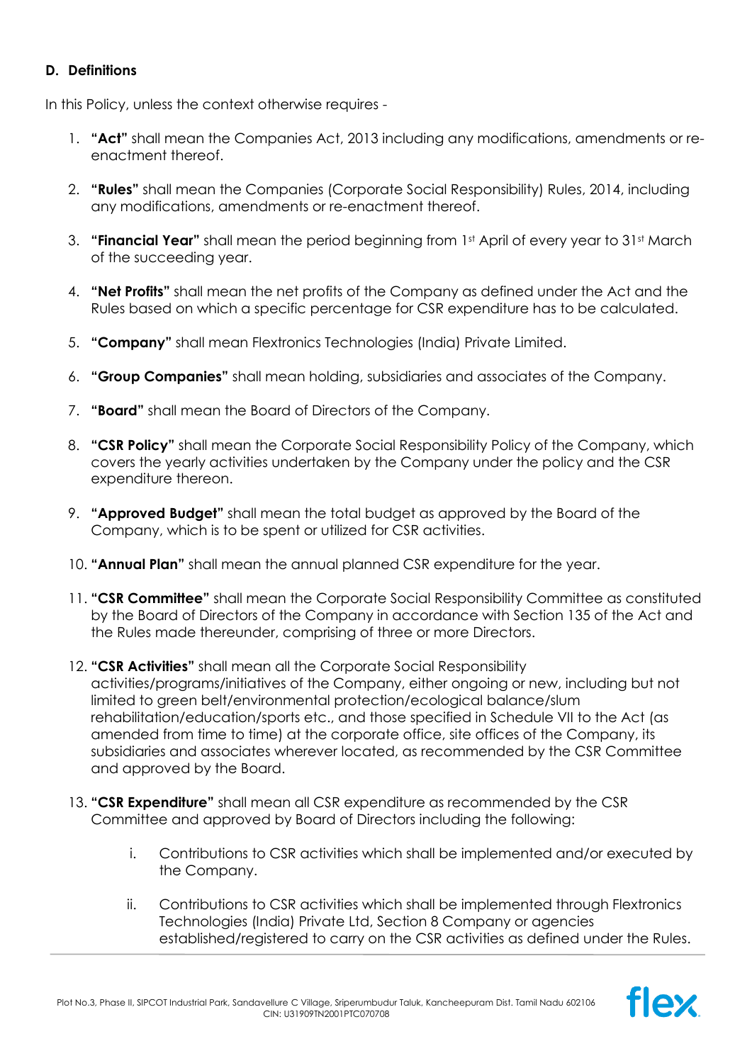### D. Definitions

In this Policy, unless the context otherwise requires -

1. **"Act"** shall mean the Companies Act, 2013 including any modifications, amendments or re-enactment thereof.

2. **"Rules"** shall mean the Companies (Corporate Social Responsibility) Rules, 2014, including any modifications, amendments or re-enactment thereof.

3. **"Financial Year"** shall mean the period beginning from 1st April of every year to 31st March of the succeeding year.

4. **"Net Profits"** shall mean the net profits of the Company as defined under the Act and the Rules based on which a specific percentage for CSR expenditure has to be calculated.

5. **"Company"** shall mean Flextronics Technologies (India) Private Limited.

6. **"Group Companies"** shall mean holding, subsidiaries and associates of the Company.

7. **"Board"** shall mean the Board of Directors of the Company.

8. **"CSR Policy"** shall mean the Corporate Social Responsibility Policy of the Company, which covers the yearly activities undertaken by the Company under the policy and the CSR expenditure thereon.

9. **"Approved Budget"** shall mean the total budget as approved by the Board of the Company, which is to be spent or utilized for CSR activities.

10. **"Annual Plan"** shall mean the annual planned CSR expenditure for the year.

11. **"CSR Committee"** shall mean the Corporate Social Responsibility Committee as constituted by the Board of Directors of the Company in accordance with Section 135 of the Act and the Rules made thereunder, comprising of three or more Directors.

12. **"CSR Activities"** shall mean all the Corporate Social Responsibility activities/programs/initiatives of the Company, either ongoing or new, including but not limited to green belt/environmental protection/ecological balance/slum rehabilitation/education/sports etc., and those specified in Schedule VII to the Act (as amended from time to time) at the corporate office, site offices of the Company, its subsidiaries and associates wherever located, as recommended by the CSR Committee and approved by the Board.

13. **"CSR Expenditure"** shall mean all CSR expenditure as recommended by the CSR Committee and approved by Board of Directors including the following:

    i. Contributions to CSR activities which shall be implemented and/or executed by the Company.

    ii. Contributions to CSR activities which shall be implemented through Flextronics Technologies (India) Private Ltd, Section 8 Company or agencies established/registered to carry on the CSR activities as defined under the Rules.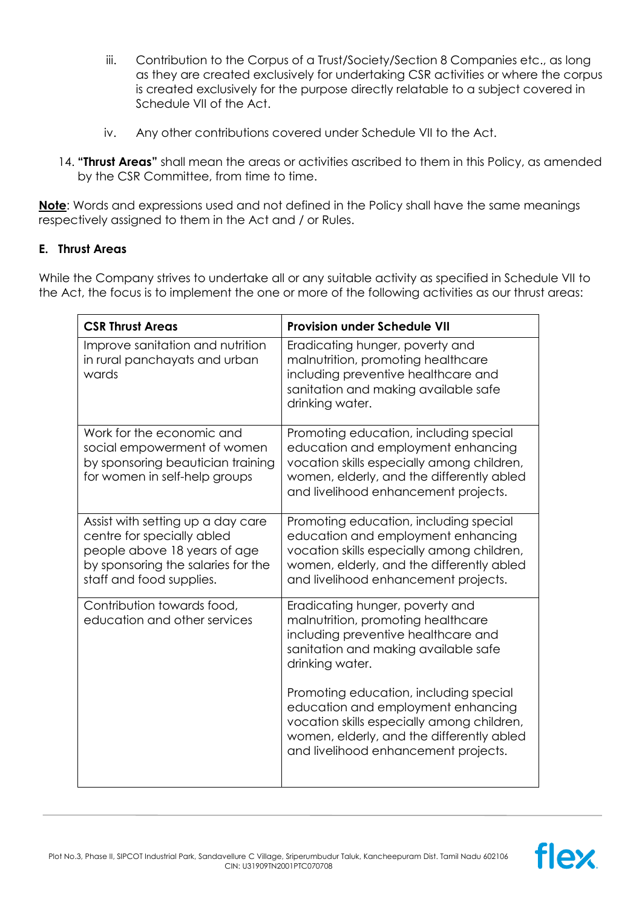iii. Contribution to the Corpus of a Trust/Society/Section 8 Companies etc., as long as they are created exclusively for undertaking CSR activities or where the corpus is created exclusively for the purpose directly relatable to a subject covered in Schedule VII of the Act.

iv. Any other contributions covered under Schedule VII to the Act.

14. **"Thrust Areas"** shall mean the areas or activities ascribed to them in this Policy, as amended by the CSR Committee, from time to time.

**Note**: Words and expressions used and not defined in the Policy shall have the same meanings respectively assigned to them in the Act and / or Rules.

## E. Thrust Areas

While the Company strives to undertake all or any suitable activity as specified in Schedule VII to the Act, the focus is to implement the one or more of the following activities as our thrust areas:

| CSR Thrust Areas | Provision under Schedule VII |
|---|---|
| Improve sanitation and nutrition in rural panchayats and urban wards | Eradicating hunger, poverty and malnutrition, promoting healthcare including preventive healthcare and sanitation and making available safe drinking water. |
| Work for the economic and social empowerment of women by sponsoring beautician training for women in self-help groups | Promoting education, including special education and employment enhancing vocation skills especially among children, women, elderly, and the differently abled and livelihood enhancement projects. |
| Assist with setting up a day care centre for specially abled people above 18 years of age by sponsoring the salaries for the staff and food supplies. | Promoting education, including special education and employment enhancing vocation skills especially among children, women, elderly, and the differently abled and livelihood enhancement projects. |
| Contribution towards food, education and other services | Eradicating hunger, poverty and malnutrition, promoting healthcare including preventive healthcare and sanitation and making available safe drinking water.<br><br>Promoting education, including special education and employment enhancing vocation skills especially among children, women, elderly, and the differently abled and livelihood enhancement projects. |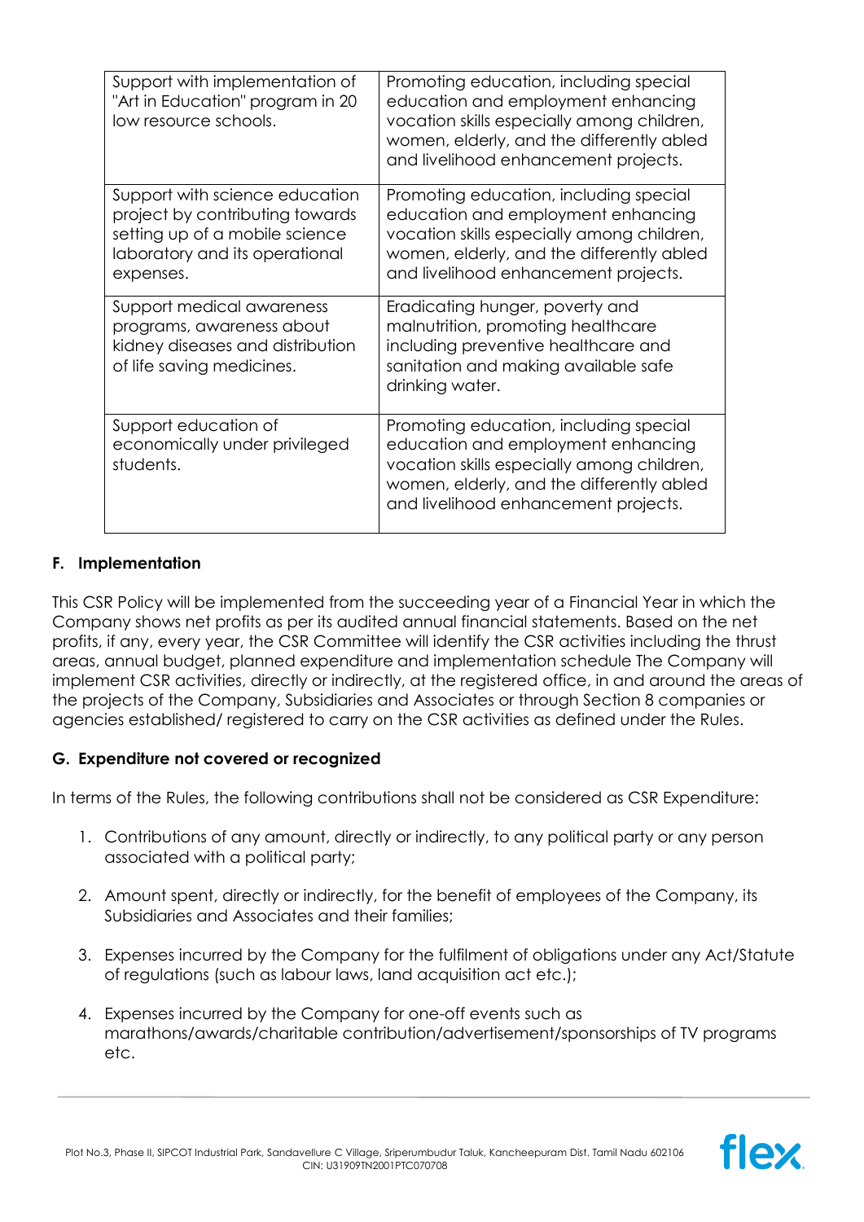| | |
|---|---|
| Support with implementation of "Art in Education" program in 20 low resource schools. | Promoting education, including special education and employment enhancing vocation skills especially among children, women, elderly, and the differently abled and livelihood enhancement projects. |
| Support with science education project by contributing towards setting up of a mobile science laboratory and its operational expenses. | Promoting education, including special education and employment enhancing vocation skills especially among children, women, elderly, and the differently abled and livelihood enhancement projects. |
| Support medical awareness programs, awareness about kidney diseases and distribution of life saving medicines. | Eradicating hunger, poverty and malnutrition, promoting healthcare including preventive healthcare and sanitation and making available safe drinking water. |
| Support education of economically under privileged students. | Promoting education, including special education and employment enhancing vocation skills especially among children, women, elderly, and the differently abled and livelihood enhancement projects. |

## F. Implementation

This CSR Policy will be implemented from the succeeding year of a Financial Year in which the Company shows net profits as per its audited annual financial statements. Based on the net profits, if any, every year, the CSR Committee will identify the CSR activities including the thrust areas, annual budget, planned expenditure and implementation schedule The Company will implement CSR activities, directly or indirectly, at the registered office, in and around the areas of the projects of the Company, Subsidiaries and Associates or through Section 8 companies or agencies established/ registered to carry on the CSR activities as defined under the Rules.

## G. Expenditure not covered or recognized

In terms of the Rules, the following contributions shall not be considered as CSR Expenditure:

1. Contributions of any amount, directly or indirectly, to any political party or any person associated with a political party;
2. Amount spent, directly or indirectly, for the benefit of employees of the Company, its Subsidiaries and Associates and their families;
3. Expenses incurred by the Company for the fulfilment of obligations under any Act/Statute of regulations (such as labour laws, land acquisition act etc.);
4. Expenses incurred by the Company for one-off events such as marathons/awards/charitable contribution/advertisement/sponsorships of TV programs etc.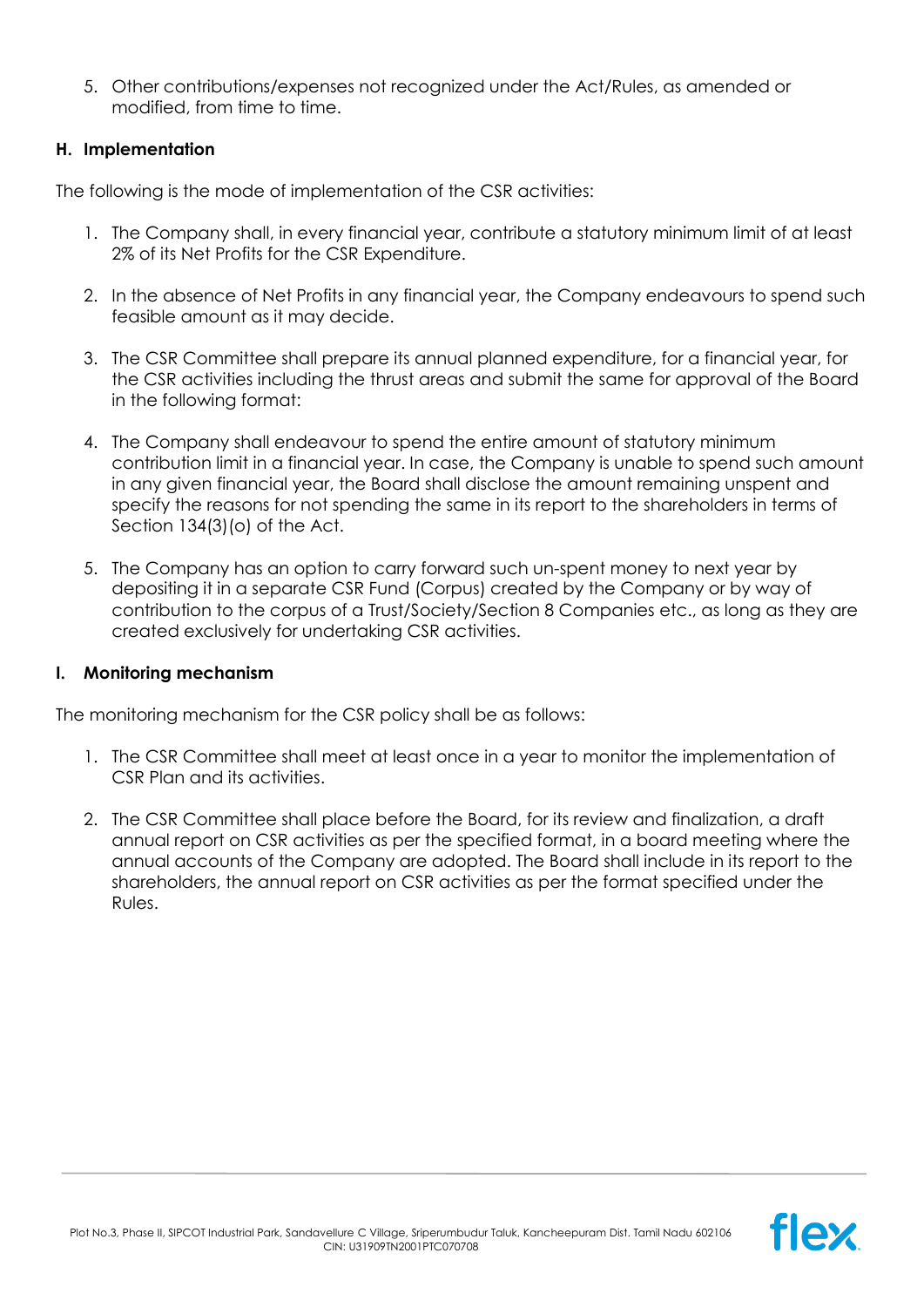5. Other contributions/expenses not recognized under the Act/Rules, as amended or modified, from time to time.

## H. Implementation

The following is the mode of implementation of the CSR activities:

1. The Company shall, in every financial year, contribute a statutory minimum limit of at least 2% of its Net Profits for the CSR Expenditure.

2. In the absence of Net Profits in any financial year, the Company endeavours to spend such feasible amount as it may decide.

3. The CSR Committee shall prepare its annual planned expenditure, for a financial year, for the CSR activities including the thrust areas and submit the same for approval of the Board in the following format:

4. The Company shall endeavour to spend the entire amount of statutory minimum contribution limit in a financial year. In case, the Company is unable to spend such amount in any given financial year, the Board shall disclose the amount remaining unspent and specify the reasons for not spending the same in its report to the shareholders in terms of Section 134(3)(o) of the Act.

5. The Company has an option to carry forward such un-spent money to next year by depositing it in a separate CSR Fund (Corpus) created by the Company or by way of contribution to the corpus of a Trust/Society/Section 8 Companies etc., as long as they are created exclusively for undertaking CSR activities.

## I. Monitoring mechanism

The monitoring mechanism for the CSR policy shall be as follows:

1. The CSR Committee shall meet at least once in a year to monitor the implementation of CSR Plan and its activities.

2. The CSR Committee shall place before the Board, for its review and finalization, a draft annual report on CSR activities as per the specified format, in a board meeting where the annual accounts of the Company are adopted. The Board shall include in its report to the shareholders, the annual report on CSR activities as per the format specified under the Rules.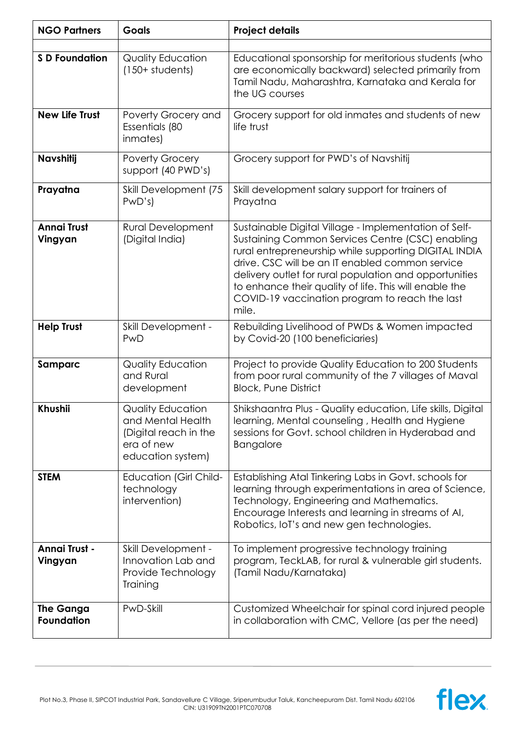| NGO Partners | Goals | Project details |
|---|---|---|
| | | |
| **S D Foundation** | Quality Education (150+ students) | Educational sponsorship for meritorious students (who are economically backward) selected primarily from Tamil Nadu, Maharashtra, Karnataka and Kerala for the UG courses |
| **New Life Trust** | Poverty Grocery and Essentials (80 inmates) | Grocery support for old inmates and students of new life trust |
| **Navshitij** | Poverty Grocery support (40 PWD's) | Grocery support for PWD's of Navshitij |
| **Prayatna** | Skill Development (75 PwD's) | Skill development salary support for trainers of Prayatna |
| **Annai Trust Vingyan** | Rural Development (Digital India) | Sustainable Digital Village - Implementation of Self-Sustaining Common Services Centre (CSC) enabling rural entrepreneurship while supporting DIGITAL INDIA drive. CSC will be an IT enabled common service delivery outlet for rural population and opportunities to enhance their quality of life. This will enable the COVID-19 vaccination program to reach the last mile. |
| **Help Trust** | Skill Development - PwD | Rebuilding Livelihood of PWDs & Women impacted by Covid-20 (100 beneficiaries) |
| **Samparc** | Quality Education and Rural development | Project to provide Quality Education to 200 Students from poor rural community of the 7 villages of Maval Block, Pune District |
| **Khushii** | Quality Education and Mental Health (Digital reach in the era of new education system) | Shikshaantra Plus - Quality education, Life skills, Digital learning, Mental counseling , Health and Hygiene sessions for Govt. school children in Hyderabad and Bangalore |
| **STEM** | Education (Girl Child-technology intervention) | Establishing Atal Tinkering Labs in Govt. schools for learning through experimentations in area of Science, Technology, Engineering and Mathematics. Encourage Interests and learning in streams of AI, Robotics, IoT's and new gen technologies. |
| **Annai Trust - Vingyan** | Skill Development - Innovation Lab and Provide Technology Training | To implement progressive technology training program, TeckLAB, for rural & vulnerable girl students. (Tamil Nadu/Karnataka) |
| **The Ganga Foundation** | PwD-Skill | Customized Wheelchair for spinal cord injured people in collaboration with CMC, Vellore (as per the need) |

Plot No.3, Phase II, SIPCOT Industrial Park, Sandavellure C Village, Sriperumbudur Taluk, Kancheepuram Dist. Tamil Nadu 602106
CIN: U31909TN2001PTC070708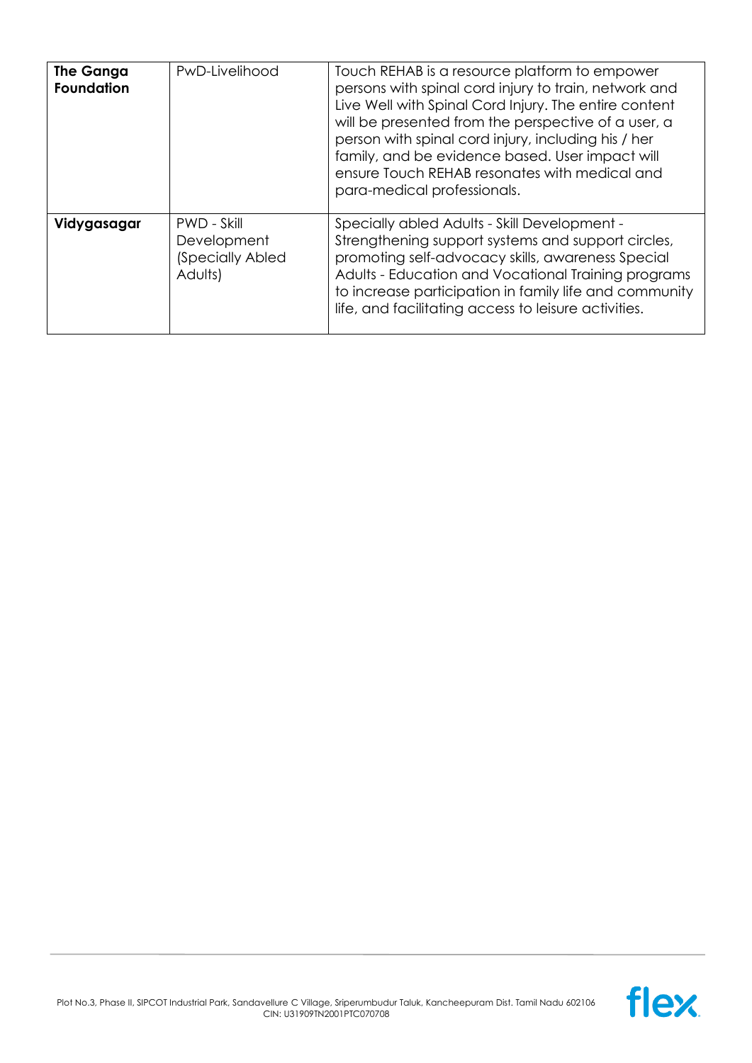| | | |
|---|---|---|
| **The Ganga Foundation** | PwD-Livelihood | Touch REHAB is a resource platform to empower persons with spinal cord injury to train, network and Live Well with Spinal Cord Injury. The entire content will be presented from the perspective of a user, a person with spinal cord injury, including his / her family, and be evidence based. User impact will ensure Touch REHAB resonates with medical and para-medical professionals. |
| **Vidygasagar** | PWD - Skill Development (Specially Abled Adults) | Specially abled Adults - Skill Development - Strengthening support systems and support circles, promoting self-advocacy skills, awareness Special Adults - Education and Vocational Training programs to increase participation in family life and community life, and facilitating access to leisure activities. |